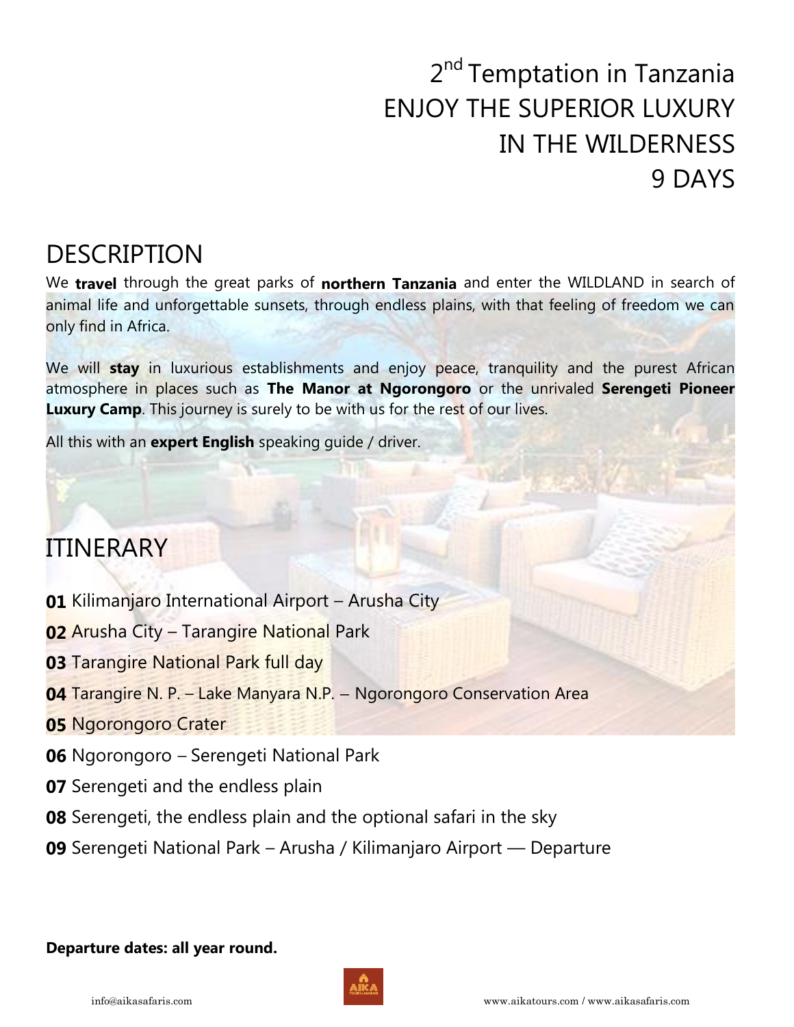# 2nd Temptation in Tanzania
# ENJOY THE SUPERIOR LUXURY IN THE WILDERNESS
# 9 DAYS

## DESCRIPTION

We **travel** through the great parks of **northern Tanzania** and enter the WILDLAND in search of animal life and unforgettable sunsets, through endless plains, with that feeling of freedom we can only find in Africa.

We will **stay** in luxurious establishments and enjoy peace, tranquility and the purest African atmosphere in places such as **The Manor at Ngorongoro** or the unrivaled **Serengeti Pioneer Luxury Camp**. This journey is surely to be with us for the rest of our lives.

All this with an **expert English** speaking guide / driver.

## ITINERARY

**01** Kilimanjaro International Airport – Arusha City

**02** Arusha City – Tarangire National Park

**03** Tarangire National Park full day

**04** Tarangire N. P. – Lake Manyara N.P. – Ngorongoro Conservation Area

**05** Ngorongoro Crater

**06** Ngorongoro – Serengeti National Park

**07** Serengeti and the endless plain

**08** Serengeti, the endless plain and the optional safari in the sky

**09** Serengeti National Park – Arusha / Kilimanjaro Airport — Departure

**Departure dates: all year round.**

info@aikasafaris.com

www.aikatours.com / www.aikasafaris.com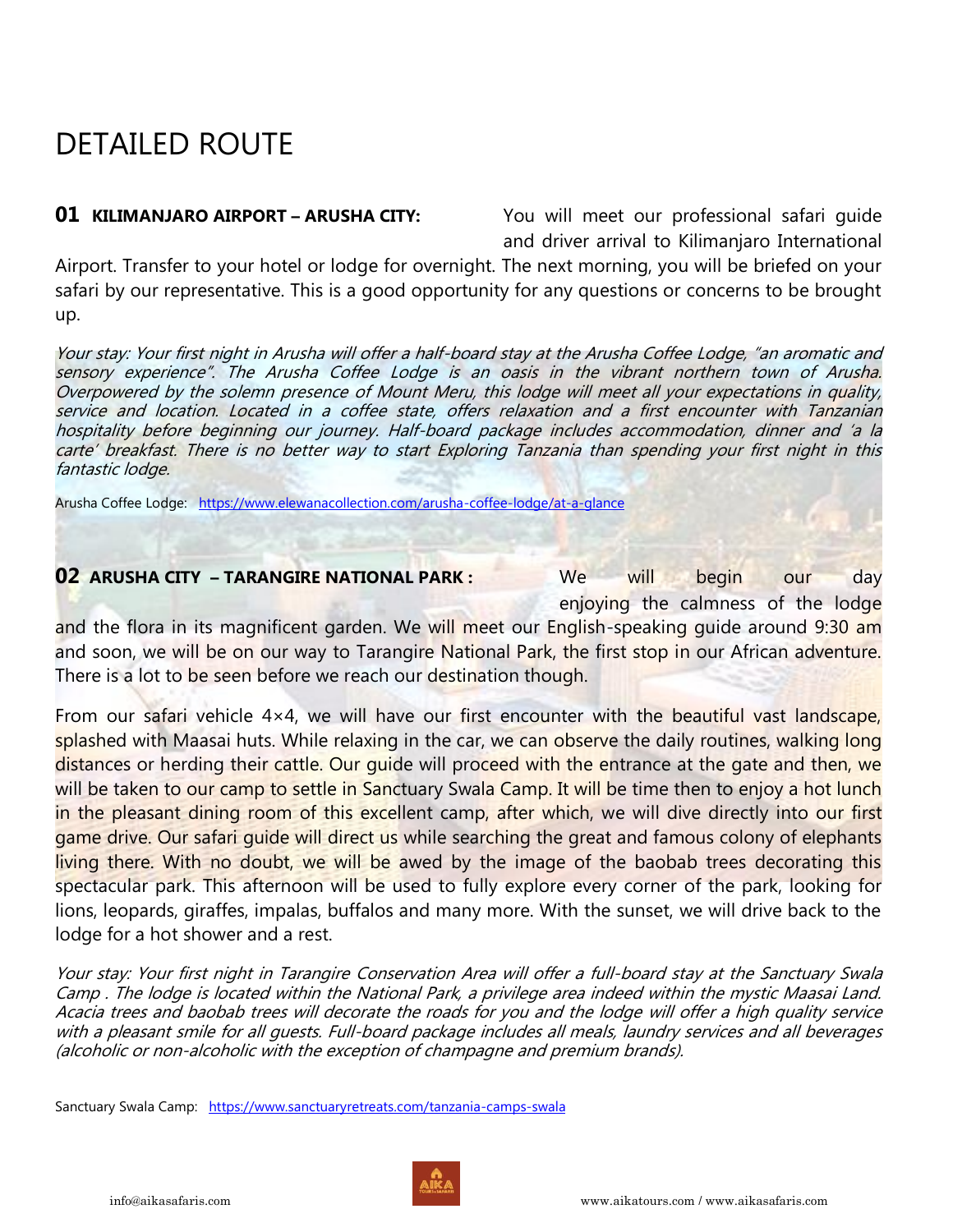# DETAILED ROUTE

**01 KILIMANJARO AIRPORT – ARUSHA CITY:** You will meet our professional safari guide and driver arrival to Kilimanjaro International Airport. Transfer to your hotel or lodge for overnight. The next morning, you will be briefed on your safari by our representative. This is a good opportunity for any questions or concerns to be brought up.

*Your stay: Your first night in Arusha will offer a half-board stay at the Arusha Coffee Lodge, "an aromatic and sensory experience". The Arusha Coffee Lodge is an oasis in the vibrant northern town of Arusha. Overpowered by the solemn presence of Mount Meru, this lodge will meet all your expectations in quality, service and location. Located in a coffee state, offers relaxation and a first encounter with Tanzanian hospitality before beginning our journey. Half-board package includes accommodation, dinner and 'a la carte' breakfast. There is no better way to start Exploring Tanzania than spending your first night in this fantastic lodge.*

Arusha Coffee Lodge: https://www.elewanacollection.com/arusha-coffee-lodge/at-a-glance

**02 ARUSHA CITY – TARANGIRE NATIONAL PARK :** We will begin our day enjoying the calmness of the lodge and the flora in its magnificent garden. We will meet our English-speaking guide around 9:30 am and soon, we will be on our way to Tarangire National Park, the first stop in our African adventure. There is a lot to be seen before we reach our destination though.

From our safari vehicle 4×4, we will have our first encounter with the beautiful vast landscape, splashed with Maasai huts. While relaxing in the car, we can observe the daily routines, walking long distances or herding their cattle. Our guide will proceed with the entrance at the gate and then, we will be taken to our camp to settle in Sanctuary Swala Camp. It will be time then to enjoy a hot lunch in the pleasant dining room of this excellent camp, after which, we will dive directly into our first game drive. Our safari guide will direct us while searching the great and famous colony of elephants living there. With no doubt, we will be awed by the image of the baobab trees decorating this spectacular park. This afternoon will be used to fully explore every corner of the park, looking for lions, leopards, giraffes, impalas, buffalos and many more. With the sunset, we will drive back to the lodge for a hot shower and a rest.

*Your stay: Your first night in Tarangire Conservation Area will offer a full-board stay at the Sanctuary Swala Camp . The lodge is located within the National Park, a privilege area indeed within the mystic Maasai Land. Acacia trees and baobab trees will decorate the roads for you and the lodge will offer a high quality service with a pleasant smile for all guests. Full-board package includes all meals, laundry services and all beverages (alcoholic or non-alcoholic with the exception of champagne and premium brands).*

Sanctuary Swala Camp: https://www.sanctuaryretreats.com/tanzania-camps-swala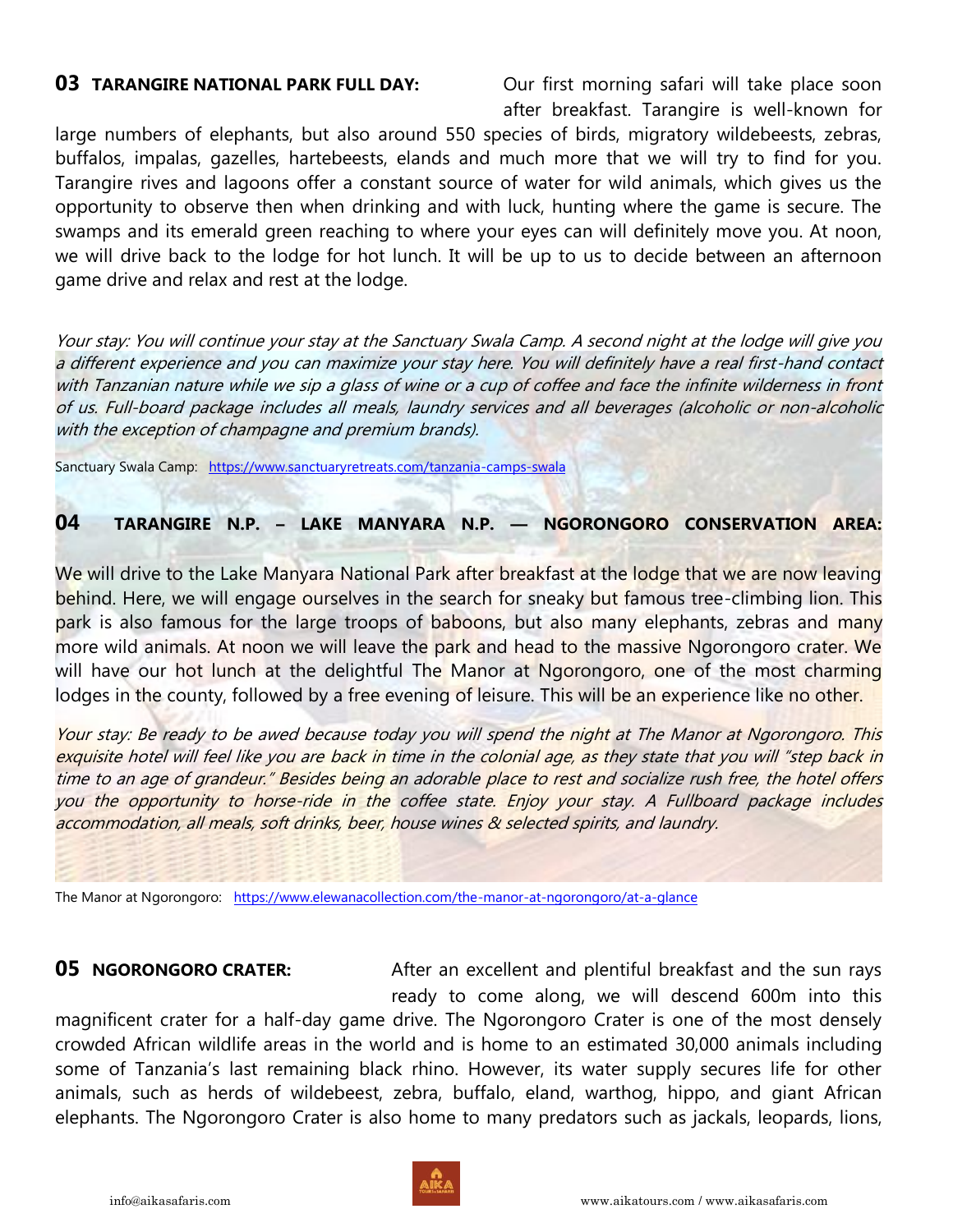**03 TARANGIRE NATIONAL PARK FULL DAY:** Our first morning safari will take place soon after breakfast. Tarangire is well-known for large numbers of elephants, but also around 550 species of birds, migratory wildebeests, zebras, buffalos, impalas, gazelles, hartebeests, elands and much more that we will try to find for you. Tarangire rives and lagoons offer a constant source of water for wild animals, which gives us the opportunity to observe then when drinking and with luck, hunting where the game is secure. The swamps and its emerald green reaching to where your eyes can will definitely move you. At noon, we will drive back to the lodge for hot lunch. It will be up to us to decide between an afternoon game drive and relax and rest at the lodge.

*Your stay: You will continue your stay at the Sanctuary Swala Camp. A second night at the lodge will give you a different experience and you can maximize your stay here. You will definitely have a real first-hand contact with Tanzanian nature while we sip a glass of wine or a cup of coffee and face the infinite wilderness in front of us. Full-board package includes all meals, laundry services and all beverages (alcoholic or non-alcoholic with the exception of champagne and premium brands).*

Sanctuary Swala Camp: https://www.sanctuaryretreats.com/tanzania-camps-swala

**04 TARANGIRE N.P. – LAKE MANYARA N.P. — NGORONGORO CONSERVATION AREA:**

We will drive to the Lake Manyara National Park after breakfast at the lodge that we are now leaving behind. Here, we will engage ourselves in the search for sneaky but famous tree-climbing lion. This park is also famous for the large troops of baboons, but also many elephants, zebras and many more wild animals. At noon we will leave the park and head to the massive Ngorongoro crater. We will have our hot lunch at the delightful The Manor at Ngorongoro, one of the most charming lodges in the county, followed by a free evening of leisure. This will be an experience like no other.

*Your stay: Be ready to be awed because today you will spend the night at The Manor at Ngorongoro. This exquisite hotel will feel like you are back in time in the colonial age, as they state that you will "step back in time to an age of grandeur." Besides being an adorable place to rest and socialize rush free, the hotel offers you the opportunity to horse-ride in the coffee state. Enjoy your stay. A Fullboard package includes accommodation, all meals, soft drinks, beer, house wines & selected spirits, and laundry.*

The Manor at Ngorongoro: https://www.elewanacollection.com/the-manor-at-ngorongoro/at-a-glance

**05 NGORONGORO CRATER:** After an excellent and plentiful breakfast and the sun rays ready to come along, we will descend 600m into this magnificent crater for a half-day game drive. The Ngorongoro Crater is one of the most densely crowded African wildlife areas in the world and is home to an estimated 30,000 animals including some of Tanzania's last remaining black rhino. However, its water supply secures life for other animals, such as herds of wildebeest, zebra, buffalo, eland, warthog, hippo, and giant African elephants. The Ngorongoro Crater is also home to many predators such as jackals, leopards, lions,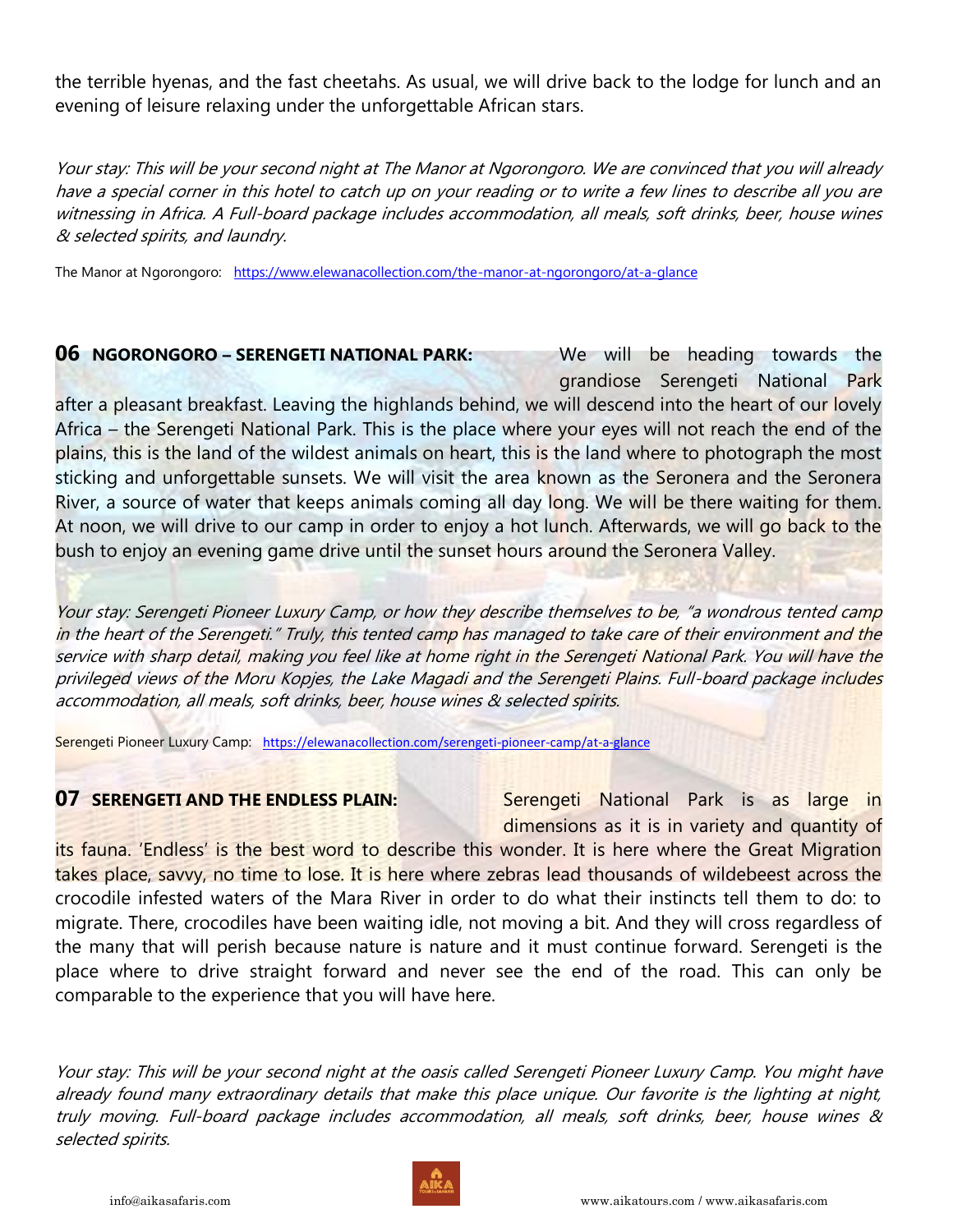the terrible hyenas, and the fast cheetahs. As usual, we will drive back to the lodge for lunch and an evening of leisure relaxing under the unforgettable African stars.

*Your stay: This will be your second night at The Manor at Ngorongoro. We are convinced that you will already have a special corner in this hotel to catch up on your reading or to write a few lines to describe all you are witnessing in Africa. A Full-board package includes accommodation, all meals, soft drinks, beer, house wines & selected spirits, and laundry.*

The Manor at Ngorongoro: https://www.elewanacollection.com/the-manor-at-ngorongoro/at-a-glance

## 06 NGORONGORO – SERENGETI NATIONAL PARK:

We will be heading towards the grandiose Serengeti National Park after a pleasant breakfast. Leaving the highlands behind, we will descend into the heart of our lovely Africa – the Serengeti National Park. This is the place where your eyes will not reach the end of the plains, this is the land of the wildest animals on heart, this is the land where to photograph the most sticking and unforgettable sunsets. We will visit the area known as the Seronera and the Seronera River, a source of water that keeps animals coming all day long. We will be there waiting for them. At noon, we will drive to our camp in order to enjoy a hot lunch. Afterwards, we will go back to the bush to enjoy an evening game drive until the sunset hours around the Seronera Valley.

*Your stay: Serengeti Pioneer Luxury Camp, or how they describe themselves to be, "a wondrous tented camp in the heart of the Serengeti." Truly, this tented camp has managed to take care of their environment and the service with sharp detail, making you feel like at home right in the Serengeti National Park. You will have the privileged views of the Moru Kopjes, the Lake Magadi and the Serengeti Plains. Full-board package includes accommodation, all meals, soft drinks, beer, house wines & selected spirits.*

Serengeti Pioneer Luxury Camp: https://elewanacollection.com/serengeti-pioneer-camp/at-a-glance

## 07 SERENGETI AND THE ENDLESS PLAIN:

Serengeti National Park is as large in dimensions as it is in variety and quantity of its fauna. 'Endless' is the best word to describe this wonder. It is here where the Great Migration takes place, savvy, no time to lose. It is here where zebras lead thousands of wildebeest across the crocodile infested waters of the Mara River in order to do what their instincts tell them to do: to migrate. There, crocodiles have been waiting idle, not moving a bit. And they will cross regardless of the many that will perish because nature is nature and it must continue forward. Serengeti is the place where to drive straight forward and never see the end of the road. This can only be comparable to the experience that you will have here.

*Your stay: This will be your second night at the oasis called Serengeti Pioneer Luxury Camp. You might have already found many extraordinary details that make this place unique. Our favorite is the lighting at night, truly moving. Full-board package includes accommodation, all meals, soft drinks, beer, house wines & selected spirits.*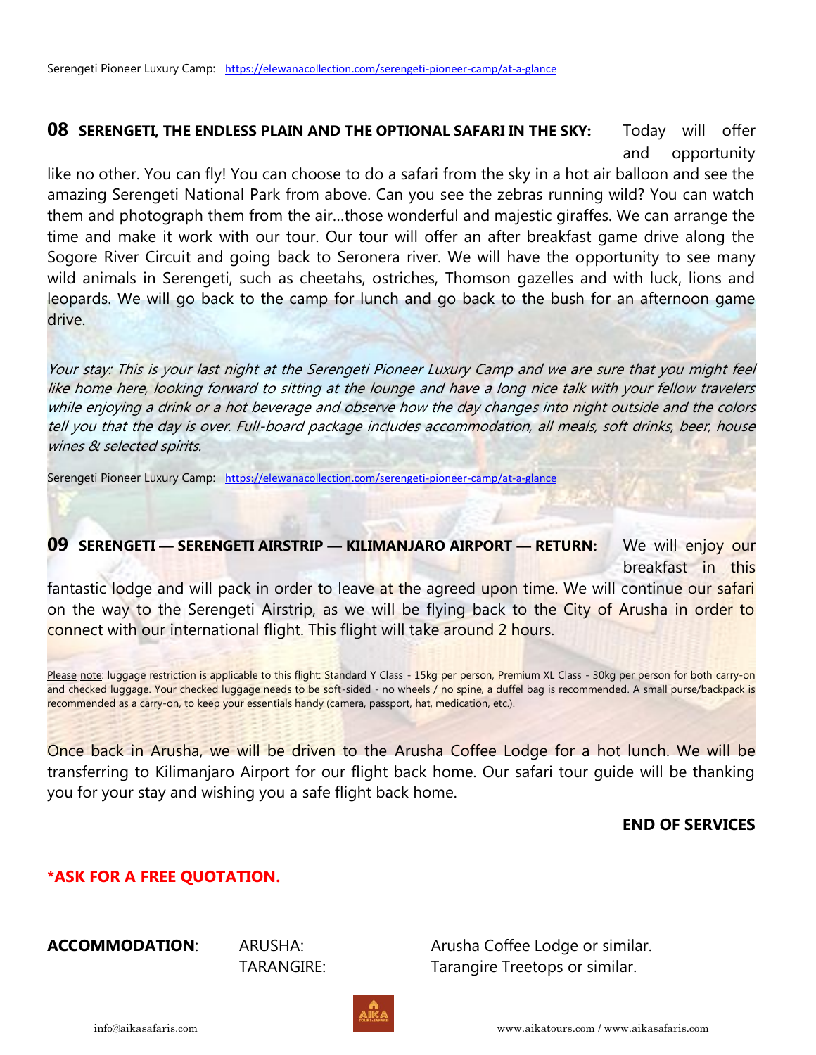Serengeti Pioneer Luxury Camp: https://elewanacollection.com/serengeti-pioneer-camp/at-a-glance

**08 SERENGETI, THE ENDLESS PLAIN AND THE OPTIONAL SAFARI IN THE SKY:** Today will offer and opportunity like no other. You can fly! You can choose to do a safari from the sky in a hot air balloon and see the amazing Serengeti National Park from above. Can you see the zebras running wild? You can watch them and photograph them from the air…those wonderful and majestic giraffes. We can arrange the time and make it work with our tour. Our tour will offer an after breakfast game drive along the Sogore River Circuit and going back to Seronera river. We will have the opportunity to see many wild animals in Serengeti, such as cheetahs, ostriches, Thomson gazelles and with luck, lions and leopards. We will go back to the camp for lunch and go back to the bush for an afternoon game drive.

*Your stay: This is your last night at the Serengeti Pioneer Luxury Camp and we are sure that you might feel like home here, looking forward to sitting at the lounge and have a long nice talk with your fellow travelers while enjoying a drink or a hot beverage and observe how the day changes into night outside and the colors tell you that the day is over. Full-board package includes accommodation, all meals, soft drinks, beer, house wines & selected spirits.*

Serengeti Pioneer Luxury Camp: https://elewanacollection.com/serengeti-pioneer-camp/at-a-glance

**09 SERENGETI — SERENGETI AIRSTRIP — KILIMANJARO AIRPORT — RETURN:** We will enjoy our breakfast in this fantastic lodge and will pack in order to leave at the agreed upon time. We will continue our safari on the way to the Serengeti Airstrip, as we will be flying back to the City of Arusha in order to connect with our international flight. This flight will take around 2 hours.

Please note: luggage restriction is applicable to this flight: Standard Y Class - 15kg per person, Premium XL Class - 30kg per person for both carry-on and checked luggage. Your checked luggage needs to be soft-sided - no wheels / no spine, a duffel bag is recommended. A small purse/backpack is recommended as a carry-on, to keep your essentials handy (camera, passport, hat, medication, etc.).

Once back in Arusha, we will be driven to the Arusha Coffee Lodge for a hot lunch. We will be transferring to Kilimanjaro Airport for our flight back home. Our safari tour guide will be thanking you for your stay and wishing you a safe flight back home.

**END OF SERVICES**

**\*ASK FOR A FREE QUOTATION.**

| **ACCOMMODATION**: | ARUSHA: | Arusha Coffee Lodge or similar. |
|---|---|---|
| | TARANGIRE: | Tarangire Treetops or similar. |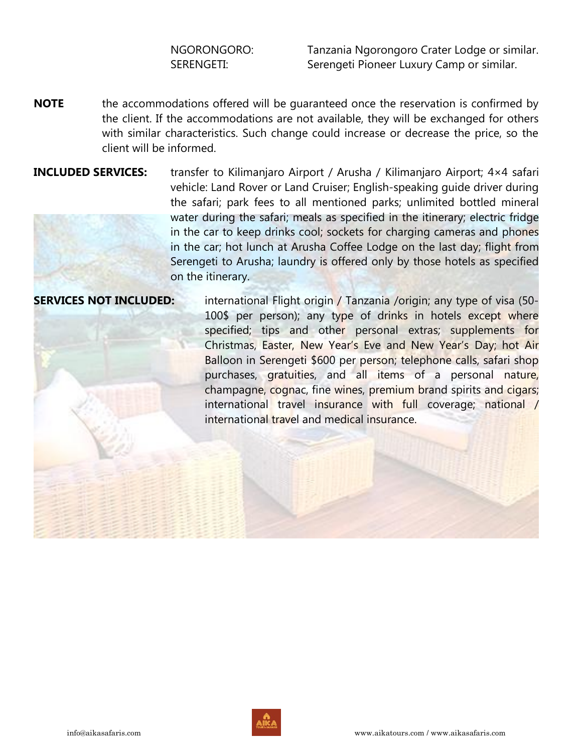| | |
|---|---|
| NGORONGORO: | Tanzania Ngorongoro Crater Lodge or similar. |
| SERENGETI: | Serengeti Pioneer Luxury Camp or similar. |

**NOTE** the accommodations offered will be guaranteed once the reservation is confirmed by the client. If the accommodations are not available, they will be exchanged for others with similar characteristics. Such change could increase or decrease the price, so the client will be informed.

**INCLUDED SERVICES:** transfer to Kilimanjaro Airport / Arusha / Kilimanjaro Airport; 4×4 safari vehicle: Land Rover or Land Cruiser; English-speaking guide driver during the safari; park fees to all mentioned parks; unlimited bottled mineral water during the safari; meals as specified in the itinerary; electric fridge in the car to keep drinks cool; sockets for charging cameras and phones in the car; hot lunch at Arusha Coffee Lodge on the last day; flight from Serengeti to Arusha; laundry is offered only by those hotels as specified on the itinerary.

**SERVICES NOT INCLUDED:** international Flight origin / Tanzania /origin; any type of visa (50-100$ per person); any type of drinks in hotels except where specified; tips and other personal extras; supplements for Christmas, Easter, New Year's Eve and New Year's Day; hot Air Balloon in Serengeti $600 per person; telephone calls, safari shop purchases, gratuities, and all items of a personal nature, champagne, cognac, fine wines, premium brand spirits and cigars; international travel insurance with full coverage; national / international travel and medical insurance.